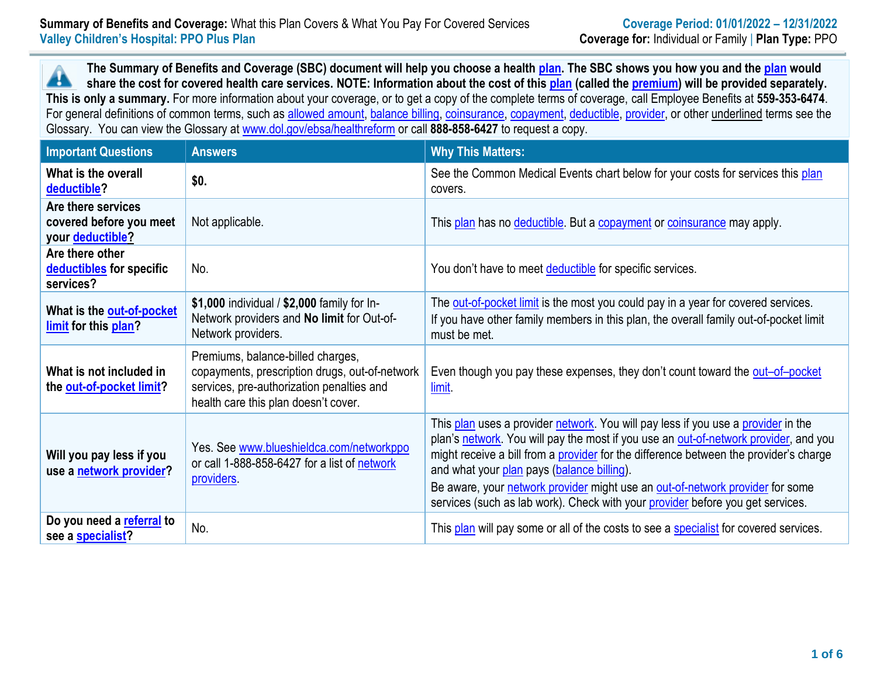**Summary of Benefits and Coverage:** What this Plan Covers & What You Pay For Covered Services
**Valley Children's Hospital: PPO Plus Plan**

**Coverage Period: 01/01/2022 – 12/31/2022**
**Coverage for:** Individual or Family | **Plan Type:** PPO

**The Summary of Benefits and Coverage (SBC) document will help you choose a health plan. The SBC shows you how you and the plan would share the cost for covered health care services. NOTE: Information about the cost of this plan (called the premium) will be provided separately. This is only a summary.** For more information about your coverage, or to get a copy of the complete terms of coverage, call Employee Benefits at **559-353-6474**. For general definitions of common terms, such as allowed amount, balance billing, coinsurance, copayment, deductible, provider, or other underlined terms see the Glossary. You can view the Glossary at www.dol.gov/ebsa/healthreform or call **888-858-6427** to request a copy.

| Important Questions | Answers | Why This Matters: |
|---|---|---|
| **What is the overall deductible?** | **$0.** | See the Common Medical Events chart below for your costs for services this plan covers. |
| **Are there services covered before you meet your deductible?** | Not applicable. | This plan has no deductible. But a copayment or coinsurance may apply. |
| **Are there other deductibles for specific services?** | No. | You don't have to meet deductible for specific services. |
| **What is the out-of-pocket limit for this plan?** | **$1,000** individual / **$2,000** family for In-Network providers and **No limit** for Out-of-Network providers. | The out-of-pocket limit is the most you could pay in a year for covered services. If you have other family members in this plan, the overall family out-of-pocket limit must be met. |
| **What is not included in the out-of-pocket limit?** | Premiums, balance-billed charges, copayments, prescription drugs, out-of-network services, pre-authorization penalties and health care this plan doesn't cover. | Even though you pay these expenses, they don't count toward the out–of–pocket limit. |
| **Will you pay less if you use a network provider?** | Yes. See www.blueshieldca.com/networkppo or call 1-888-858-6427 for a list of network providers. | This plan uses a provider network. You will pay less if you use a provider in the plan's network. You will pay the most if you use an out-of-network provider, and you might receive a bill from a provider for the difference between the provider's charge and what your plan pays (balance billing). Be aware, your network provider might use an out-of-network provider for some services (such as lab work). Check with your provider before you get services. |
| **Do you need a referral to see a specialist?** | No. | This plan will pay some or all of the costs to see a specialist for covered services. |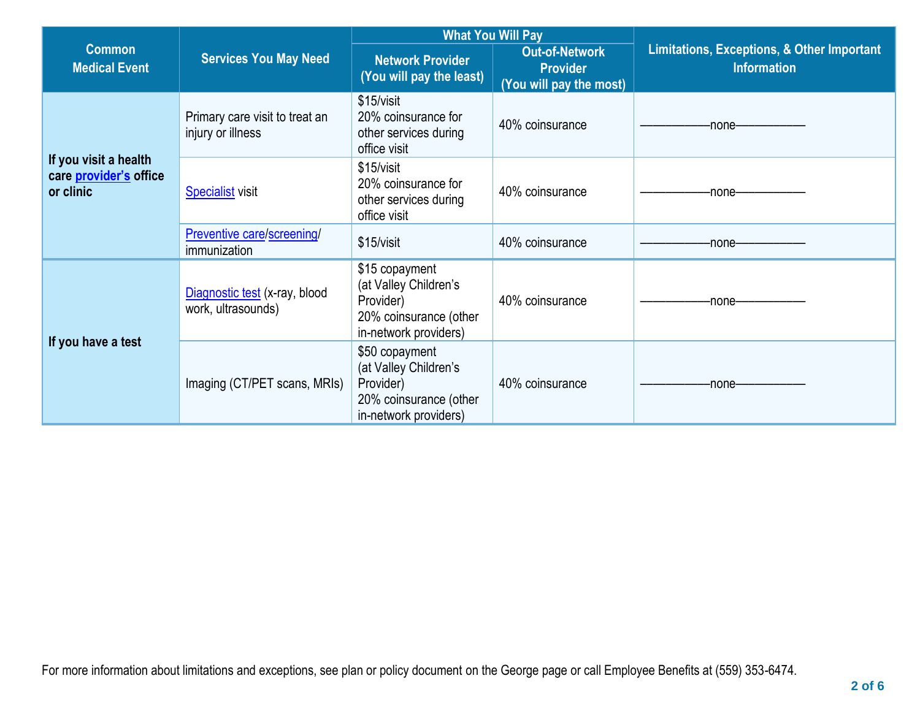| Common Medical Event | Services You May Need | What You Will Pay | | Limitations, Exceptions, & Other Important Information |
|---|---|---|---|---|
| | | Network Provider (You will pay the least) | Out-of-Network Provider (You will pay the most) | |
| **If you visit a health care provider's office or clinic** | Primary care visit to treat an injury or illness | $15/visit<br>20% coinsurance for other services during office visit | 40% coinsurance | ——————none—————— |
| | Specialist visit | $15/visit<br>20% coinsurance for other services during office visit | 40% coinsurance | ——————none—————— |
| | Preventive care/screening/ immunization | $15/visit | 40% coinsurance | ——————none—————— |
| **If you have a test** | Diagnostic test (x-ray, blood work, ultrasounds) | $15 copayment (at Valley Children's Provider)<br>20% coinsurance (other in-network providers) | 40% coinsurance | ——————none—————— |
| | Imaging (CT/PET scans, MRIs) | $50 copayment (at Valley Children's Provider)<br>20% coinsurance (other in-network providers) | 40% coinsurance | ——————none—————— |

For more information about limitations and exceptions, see plan or policy document on the George page or call Employee Benefits at (559) 353-6474.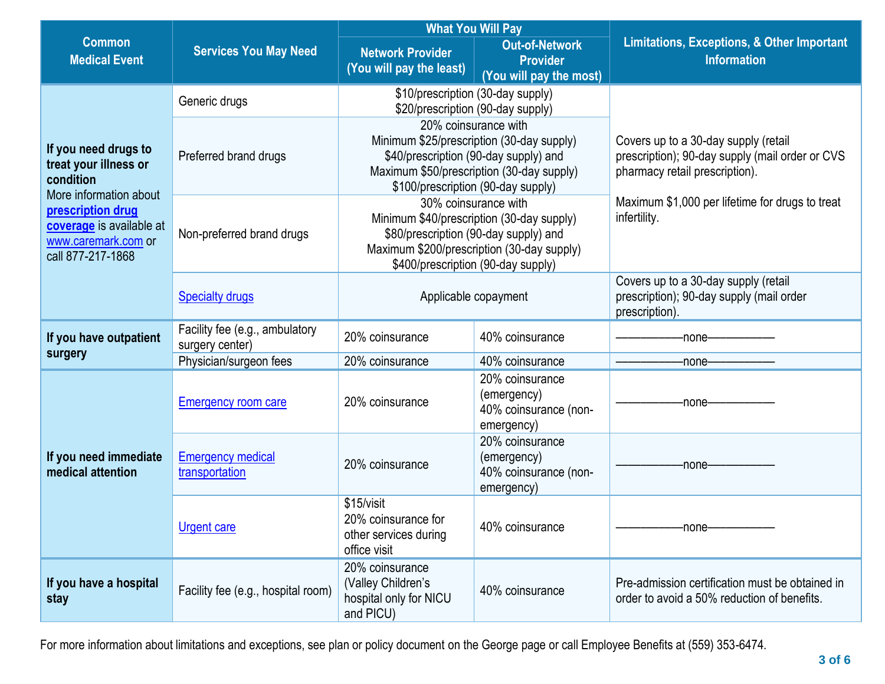| Common Medical Event | Services You May Need | What You Will Pay | | Limitations, Exceptions, & Other Important Information |
|---|---|---|---|---|
| | | Network Provider (You will pay the least) | Out-of-Network Provider (You will pay the most) | |
| **If you need drugs to treat your illness or condition** More information about **prescription drug coverage** is available at www.caremark.com or call 877-217-1868 | Generic drugs | $10/prescription (30-day supply) $20/prescription (90-day supply) | | Covers up to a 30-day supply (retail prescription); 90-day supply (mail order or CVS pharmacy retail prescription). Maximum $1,000 per lifetime for drugs to treat infertility. |
| | Preferred brand drugs | 20% coinsurance with Minimum $25/prescription (30-day supply) $40/prescription (90-day supply) and Maximum $50/prescription (30-day supply) $100/prescription (90-day supply) | | |
| | Non-preferred brand drugs | 30% coinsurance with Minimum $40/prescription (30-day supply) $80/prescription (90-day supply) and Maximum $200/prescription (30-day supply) $400/prescription (90-day supply) | | |
| | Specialty drugs | Applicable copayment | | Covers up to a 30-day supply (retail prescription); 90-day supply (mail order prescription). |
| **If you have outpatient surgery** | Facility fee (e.g., ambulatory surgery center) | 20% coinsurance | 40% coinsurance | ———————none——————— |
| | Physician/surgeon fees | 20% coinsurance | 40% coinsurance | ———————none——————— |
| **If you need immediate medical attention** | Emergency room care | 20% coinsurance | 20% coinsurance (emergency) 40% coinsurance (non-emergency) | ———————none——————— |
| | Emergency medical transportation | 20% coinsurance | 20% coinsurance (emergency) 40% coinsurance (non-emergency) | ———————none——————— |
| | Urgent care | $15/visit 20% coinsurance for other services during office visit | 40% coinsurance | ———————none——————— |
| **If you have a hospital stay** | Facility fee (e.g., hospital room) | 20% coinsurance (Valley Children's hospital only for NICU and PICU) | 40% coinsurance | Pre-admission certification must be obtained in order to avoid a 50% reduction of benefits. |

For more information about limitations and exceptions, see plan or policy document on the George page or call Employee Benefits at (559) 353-6474.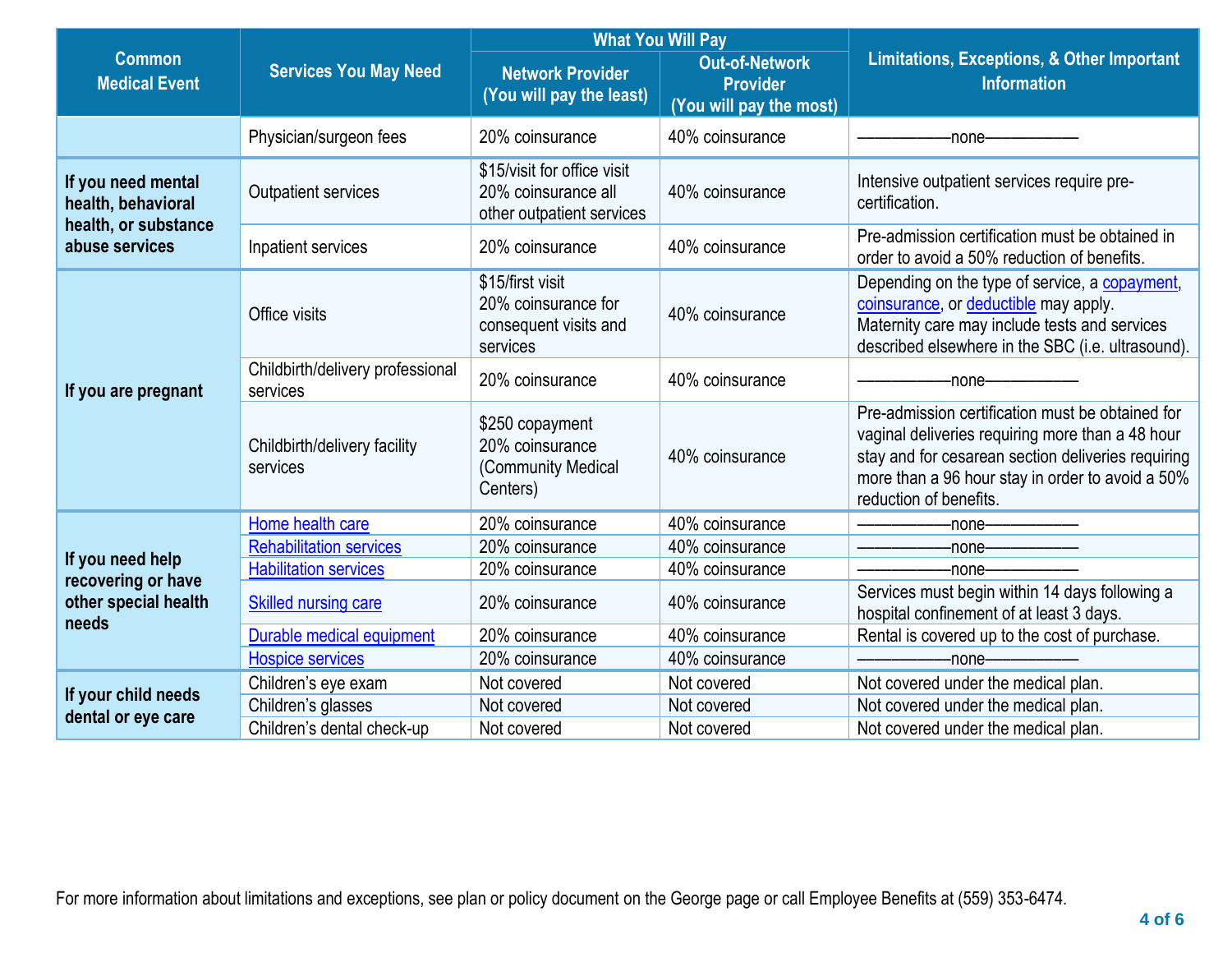| Common Medical Event | Services You May Need | What You Will Pay | | Limitations, Exceptions, & Other Important Information |
|---|---|---|---|---|
| | | Network Provider (You will pay the least) | Out-of-Network Provider (You will pay the most) | |
| | Physician/surgeon fees | 20% coinsurance | 40% coinsurance | ——————none—————— |
| If you need mental health, behavioral health, or substance abuse services | Outpatient services | $15/visit for office visit 20% coinsurance all other outpatient services | 40% coinsurance | Intensive outpatient services require pre-certification. |
| | Inpatient services | 20% coinsurance | 40% coinsurance | Pre-admission certification must be obtained in order to avoid a 50% reduction of benefits. |
| If you are pregnant | Office visits | $15/first visit 20% coinsurance for consequent visits and services | 40% coinsurance | Depending on the type of service, a copayment, coinsurance, or deductible may apply. Maternity care may include tests and services described elsewhere in the SBC (i.e. ultrasound). |
| | Childbirth/delivery professional services | 20% coinsurance | 40% coinsurance | ——————none—————— |
| | Childbirth/delivery facility services | $250 copayment 20% coinsurance (Community Medical Centers) | 40% coinsurance | Pre-admission certification must be obtained for vaginal deliveries requiring more than a 48 hour stay and for cesarean section deliveries requiring more than a 96 hour stay in order to avoid a 50% reduction of benefits. |
| If you need help recovering or have other special health needs | Home health care | 20% coinsurance | 40% coinsurance | ——————none—————— |
| | Rehabilitation services | 20% coinsurance | 40% coinsurance | ——————none—————— |
| | Habilitation services | 20% coinsurance | 40% coinsurance | ——————none—————— |
| | Skilled nursing care | 20% coinsurance | 40% coinsurance | Services must begin within 14 days following a hospital confinement of at least 3 days. |
| | Durable medical equipment | 20% coinsurance | 40% coinsurance | Rental is covered up to the cost of purchase. |
| | Hospice services | 20% coinsurance | 40% coinsurance | ——————none—————— |
| If your child needs dental or eye care | Children's eye exam | Not covered | Not covered | Not covered under the medical plan. |
| | Children's glasses | Not covered | Not covered | Not covered under the medical plan. |
| | Children's dental check-up | Not covered | Not covered | Not covered under the medical plan. |

For more information about limitations and exceptions, see plan or policy document on the George page or call Employee Benefits at (559) 353-6474.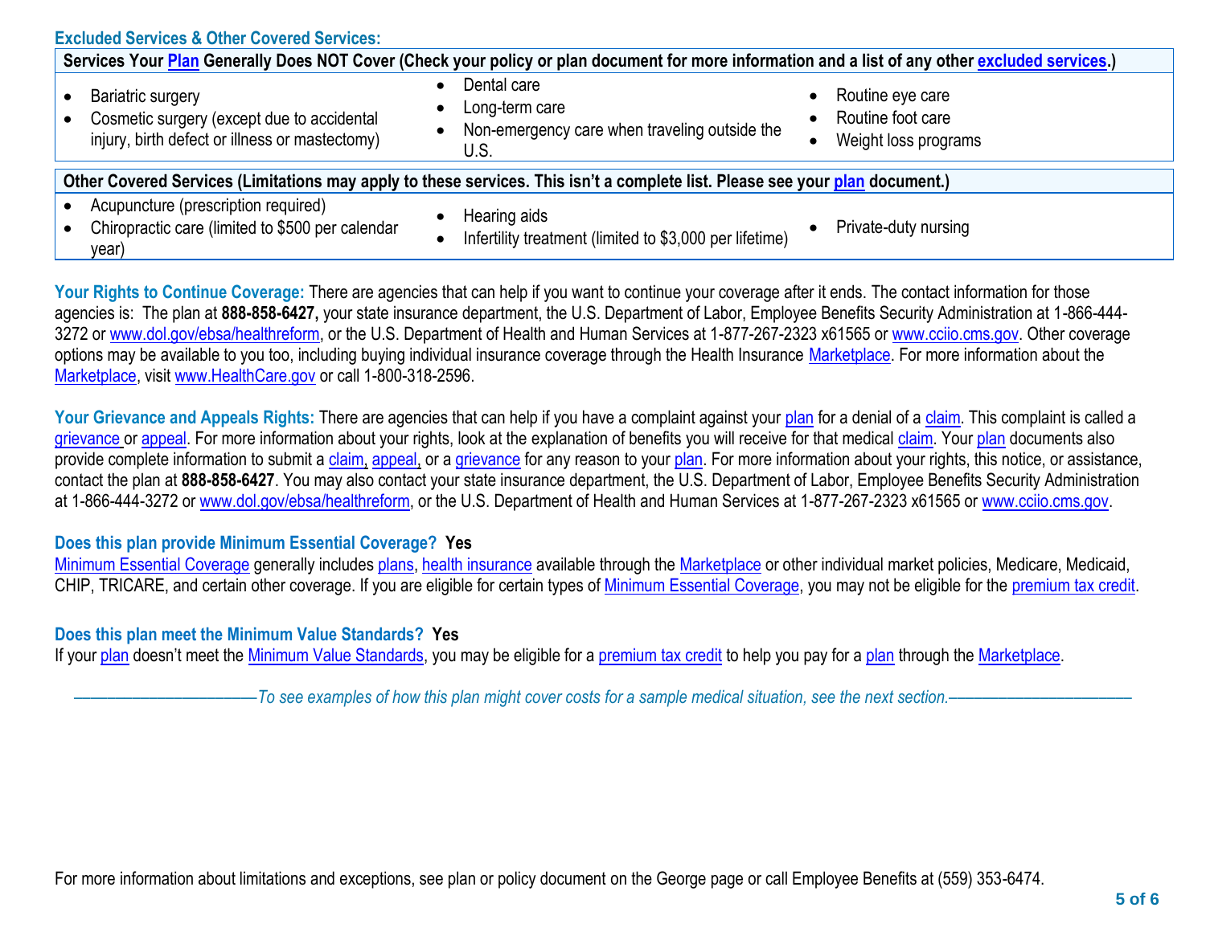### Excluded Services & Other Covered Services:

| Services Your Plan Generally Does NOT Cover (Check your policy or plan document for more information and a list of any other excluded services.) | | |
|---|---|---|
| • Bariatric surgery<br>• Cosmetic surgery (except due to accidental injury, birth defect or illness or mastectomy) | • Dental care<br>• Long-term care<br>• Non-emergency care when traveling outside the U.S. | • Routine eye care<br>• Routine foot care<br>• Weight loss programs |

| Other Covered Services (Limitations may apply to these services. This isn't a complete list. Please see your plan document.) | | |
|---|---|---|
| • Acupuncture (prescription required)<br>• Chiropractic care (limited to $500 per calendar year) | • Hearing aids<br>• Infertility treatment (limited to $3,000 per lifetime) | • Private-duty nursing |

**Your Rights to Continue Coverage:** There are agencies that can help if you want to continue your coverage after it ends. The contact information for those agencies is: The plan at **888-858-6427,** your state insurance department, the U.S. Department of Labor, Employee Benefits Security Administration at 1-866-444-3272 or www.dol.gov/ebsa/healthreform, or the U.S. Department of Health and Human Services at 1-877-267-2323 x61565 or www.cciio.cms.gov. Other coverage options may be available to you too, including buying individual insurance coverage through the Health Insurance Marketplace. For more information about the Marketplace, visit www.HealthCare.gov or call 1-800-318-2596.

**Your Grievance and Appeals Rights:** There are agencies that can help if you have a complaint against your plan for a denial of a claim. This complaint is called a grievance or appeal. For more information about your rights, look at the explanation of benefits you will receive for that medical claim. Your plan documents also provide complete information to submit a claim, appeal, or a grievance for any reason to your plan. For more information about your rights, this notice, or assistance, contact the plan at **888-858-6427**. You may also contact your state insurance department, the U.S. Department of Labor, Employee Benefits Security Administration at 1-866-444-3272 or www.dol.gov/ebsa/healthreform, or the U.S. Department of Health and Human Services at 1-877-267-2323 x61565 or www.cciio.cms.gov.

**Does this plan provide Minimum Essential Coverage? Yes**

Minimum Essential Coverage generally includes plans, health insurance available through the Marketplace or other individual market policies, Medicare, Medicaid, CHIP, TRICARE, and certain other coverage. If you are eligible for certain types of Minimum Essential Coverage, you may not be eligible for the premium tax credit.

**Does this plan meet the Minimum Value Standards? Yes**

If your plan doesn't meet the Minimum Value Standards, you may be eligible for a premium tax credit to help you pay for a plan through the Marketplace.

*——————————To see examples of how this plan might cover costs for a sample medical situation, see the next section.——————————*

For more information about limitations and exceptions, see plan or policy document on the George page or call Employee Benefits at (559) 353-6474.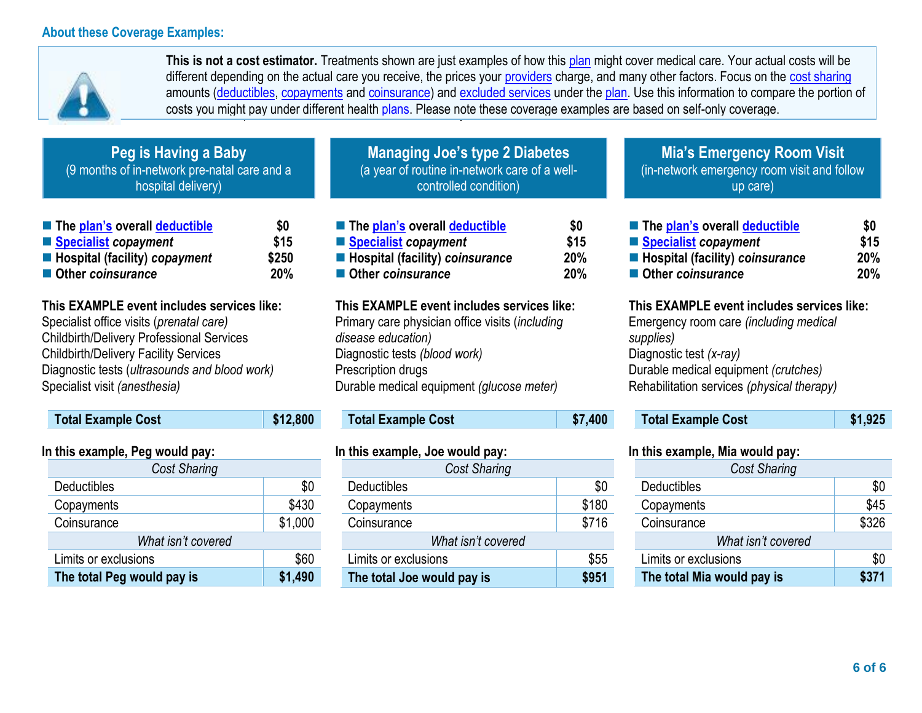### About these Coverage Examples:

**This is not a cost estimator.** Treatments shown are just examples of how this plan might cover medical care. Your actual costs will be different depending on the actual care you receive, the prices your providers charge, and many other factors. Focus on the cost sharing amounts (deductibles, copayments and coinsurance) and excluded services under the plan. Use this information to compare the portion of costs you might pay under different health plans. Please note these coverage examples are based on self-only coverage.

## Peg is Having a Baby

(9 months of in-network pre-natal care and a hospital delivery)

- **The plan's overall deductible** **$0**
- **Specialist *copayment*** **$15**
- **Hospital (facility) *copayment*** **$250**
- **Other *coinsurance*** **20%**

**This EXAMPLE event includes services like:**
Specialist office visits (*prenatal care)*
Childbirth/Delivery Professional Services
Childbirth/Delivery Facility Services
Diagnostic tests (*ultrasounds and blood work)*
Specialist visit *(anesthesia)*

| **Total Example Cost** | **$12,800** |
|---|---|

**In this example, Peg would pay:**

| *Cost Sharing* | |
|---|---|
| Deductibles | $0 |
| Copayments | $430 |
| Coinsurance | $1,000 |
| *What isn't covered* | |
| Limits or exclusions | $60 |
| **The total Peg would pay is** | **$1,490** |

## Managing Joe's type 2 Diabetes

(a year of routine in-network care of a well-controlled condition)

- **The plan's overall deductible** **$0**
- **Specialist *copayment*** **$15**
- **Hospital (facility) *coinsurance*** **20%**
- **Other *coinsurance*** **20%**

**This EXAMPLE event includes services like:**
Primary care physician office visits (*including disease education)*
Diagnostic tests *(blood work)*
Prescription drugs
Durable medical equipment *(glucose meter)*

| **Total Example Cost** | **$7,400** |
|---|---|

**In this example, Joe would pay:**

| *Cost Sharing* | |
|---|---|
| Deductibles | $0 |
| Copayments | $180 |
| Coinsurance | $716 |
| *What isn't covered* | |
| Limits or exclusions | $55 |
| **The total Joe would pay is** | **$951** |

## Mia's Emergency Room Visit

(in-network emergency room visit and follow up care)

- **The plan's overall deductible** **$0**
- **Specialist *copayment*** **$15**
- **Hospital (facility) *coinsurance*** **20%**
- **Other *coinsurance*** **20%**

**This EXAMPLE event includes services like:**
Emergency room care *(including medical supplies)*
Diagnostic test *(x-ray)*
Durable medical equipment *(crutches)*
Rehabilitation services *(physical therapy)*

| **Total Example Cost** | **$1,925** |
|---|---|

**In this example, Mia would pay:**

| *Cost Sharing* | |
|---|---|
| Deductibles | $0 |
| Copayments | $45 |
| Coinsurance | $326 |
| *What isn't covered* | |
| Limits or exclusions | $0 |
| **The total Mia would pay is** | **$371** |